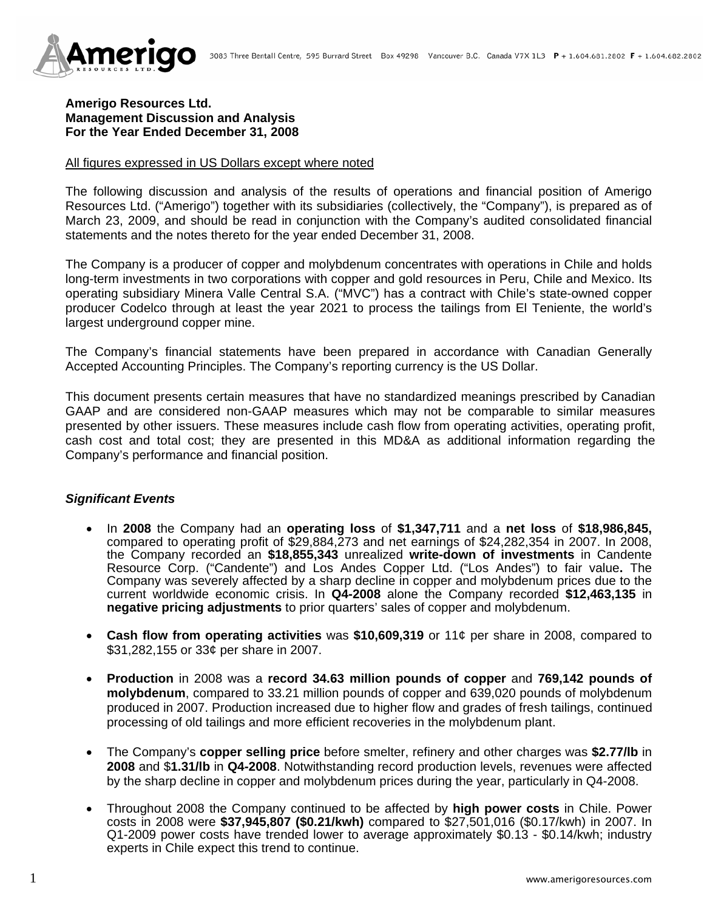**Amerigo Resources Ltd.**
**Management Discussion and Analysis**
**For the Year Ended December 31, 2008**

All figures expressed in US Dollars except where noted

The following discussion and analysis of the results of operations and financial position of Amerigo Resources Ltd. ("Amerigo") together with its subsidiaries (collectively, the "Company"), is prepared as of March 23, 2009, and should be read in conjunction with the Company's audited consolidated financial statements and the notes thereto for the year ended December 31, 2008.

The Company is a producer of copper and molybdenum concentrates with operations in Chile and holds long-term investments in two corporations with copper and gold resources in Peru, Chile and Mexico. Its operating subsidiary Minera Valle Central S.A. ("MVC") has a contract with Chile's state-owned copper producer Codelco through at least the year 2021 to process the tailings from El Teniente, the world's largest underground copper mine.

The Company's financial statements have been prepared in accordance with Canadian Generally Accepted Accounting Principles. The Company's reporting currency is the US Dollar.

This document presents certain measures that have no standardized meanings prescribed by Canadian GAAP and are considered non-GAAP measures which may not be comparable to similar measures presented by other issuers. These measures include cash flow from operating activities, operating profit, cash cost and total cost; they are presented in this MD&A as additional information regarding the Company's performance and financial position.

***Significant Events***

- In **2008** the Company had an **operating loss** of **$1,347,711** and a **net loss** of **$18,986,845,** compared to operating profit of $29,884,273 and net earnings of $24,282,354 in 2007. In 2008, the Company recorded an **$18,855,343** unrealized **write-down of investments** in Candente Resource Corp. ("Candente") and Los Andes Copper Ltd. ("Los Andes") to fair value**.** The Company was severely affected by a sharp decline in copper and molybdenum prices due to the current worldwide economic crisis. In **Q4-2008** alone the Company recorded **$12,463,135** in **negative pricing adjustments** to prior quarters' sales of copper and molybdenum.

- **Cash flow from operating activities** was **$10,609,319** or 11¢ per share in 2008, compared to $31,282,155 or 33¢ per share in 2007.

- **Production** in 2008 was a **record 34.63 million pounds of copper** and **769,142 pounds of molybdenum**, compared to 33.21 million pounds of copper and 639,020 pounds of molybdenum produced in 2007. Production increased due to higher flow and grades of fresh tailings, continued processing of old tailings and more efficient recoveries in the molybdenum plant.

- The Company's **copper selling price** before smelter, refinery and other charges was **$2.77/lb** in **2008** and $**1.31/lb** in **Q4-2008**. Notwithstanding record production levels, revenues were affected by the sharp decline in copper and molybdenum prices during the year, particularly in Q4-2008.

- Throughout 2008 the Company continued to be affected by **high power costs** in Chile. Power costs in 2008 were **$37,945,807 ($0.21/kwh)** compared to $27,501,016 ($0.17/kwh) in 2007. In Q1-2009 power costs have trended lower to average approximately $0.13 - $0.14/kwh; industry experts in Chile expect this trend to continue.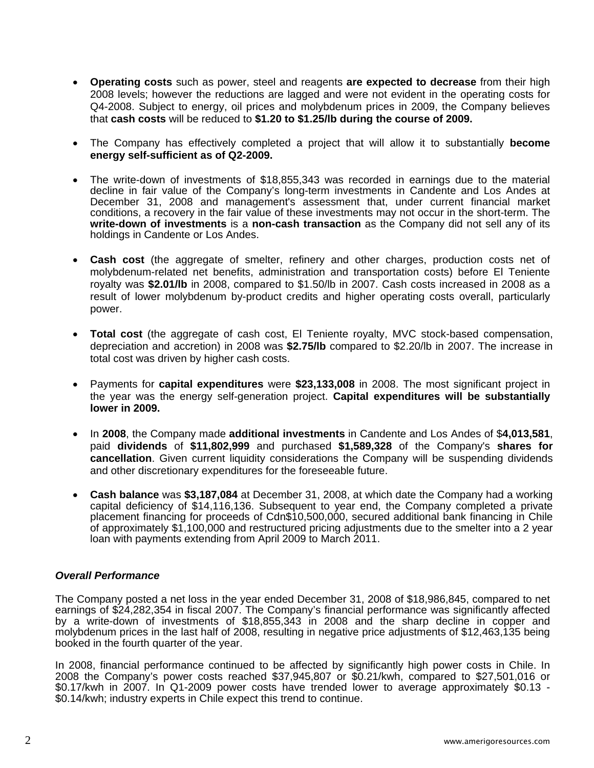- **Operating costs** such as power, steel and reagents **are expected to decrease** from their high 2008 levels; however the reductions are lagged and were not evident in the operating costs for Q4-2008. Subject to energy, oil prices and molybdenum prices in 2009, the Company believes that **cash costs** will be reduced to **$1.20 to $1.25/lb during the course of 2009.**

- The Company has effectively completed a project that will allow it to substantially **become energy self-sufficient as of Q2-2009.**

- The write-down of investments of $18,855,343 was recorded in earnings due to the material decline in fair value of the Company's long-term investments in Candente and Los Andes at December 31, 2008 and management's assessment that, under current financial market conditions, a recovery in the fair value of these investments may not occur in the short-term. The **write-down of investments** is a **non-cash transaction** as the Company did not sell any of its holdings in Candente or Los Andes.

- **Cash cost** (the aggregate of smelter, refinery and other charges, production costs net of molybdenum-related net benefits, administration and transportation costs) before El Teniente royalty was **$2.01/lb** in 2008, compared to $1.50/lb in 2007. Cash costs increased in 2008 as a result of lower molybdenum by-product credits and higher operating costs overall, particularly power.

- **Total cost** (the aggregate of cash cost, El Teniente royalty, MVC stock-based compensation, depreciation and accretion) in 2008 was **$2.75/lb** compared to $2.20/lb in 2007. The increase in total cost was driven by higher cash costs.

- Payments for **capital expenditures** were **$23,133,008** in 2008. The most significant project in the year was the energy self-generation project. **Capital expenditures will be substantially lower in 2009.**

- In **2008**, the Company made **additional investments** in Candente and Los Andes of $**4,013,581**, paid **dividends** of **$11,802,999** and purchased **$1,589,328** of the Company's **shares for cancellation**. Given current liquidity considerations the Company will be suspending dividends and other discretionary expenditures for the foreseeable future.

- **Cash balance** was **$3,187,084** at December 31, 2008, at which date the Company had a working capital deficiency of $14,116,136. Subsequent to year end, the Company completed a private placement financing for proceeds of Cdn$10,500,000, secured additional bank financing in Chile of approximately $1,100,000 and restructured pricing adjustments due to the smelter into a 2 year loan with payments extending from April 2009 to March 2011.

### ***Overall Performance***

The Company posted a net loss in the year ended December 31, 2008 of $18,986,845, compared to net earnings of $24,282,354 in fiscal 2007. The Company's financial performance was significantly affected by a write-down of investments of $18,855,343 in 2008 and the sharp decline in copper and molybdenum prices in the last half of 2008, resulting in negative price adjustments of $12,463,135 being booked in the fourth quarter of the year.

In 2008, financial performance continued to be affected by significantly high power costs in Chile. In 2008 the Company's power costs reached $37,945,807 or $0.21/kwh, compared to $27,501,016 or $0.17/kwh in 2007. In Q1-2009 power costs have trended lower to average approximately $0.13 - $0.14/kwh; industry experts in Chile expect this trend to continue.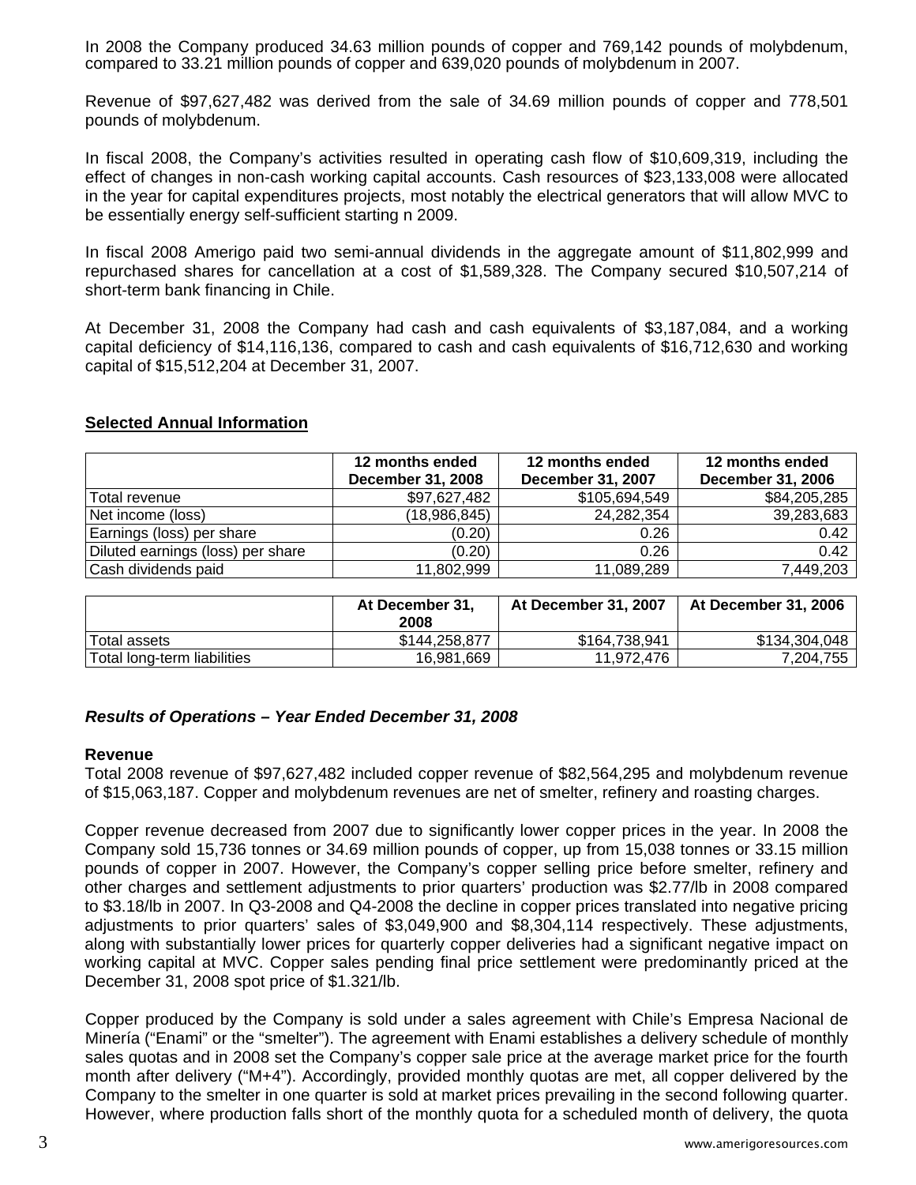In 2008 the Company produced 34.63 million pounds of copper and 769,142 pounds of molybdenum, compared to 33.21 million pounds of copper and 639,020 pounds of molybdenum in 2007.

Revenue of $97,627,482 was derived from the sale of 34.69 million pounds of copper and 778,501 pounds of molybdenum.

In fiscal 2008, the Company's activities resulted in operating cash flow of $10,609,319, including the effect of changes in non-cash working capital accounts. Cash resources of $23,133,008 were allocated in the year for capital expenditures projects, most notably the electrical generators that will allow MVC to be essentially energy self-sufficient starting n 2009.

In fiscal 2008 Amerigo paid two semi-annual dividends in the aggregate amount of $11,802,999 and repurchased shares for cancellation at a cost of $1,589,328. The Company secured $10,507,214 of short-term bank financing in Chile.

At December 31, 2008 the Company had cash and cash equivalents of $3,187,084, and a working capital deficiency of $14,116,136, compared to cash and cash equivalents of $16,712,630 and working capital of $15,512,204 at December 31, 2007.

**Selected Annual Information**

| | 12 months ended December 31, 2008 | 12 months ended December 31, 2007 | 12 months ended December 31, 2006 |
|---|---|---|---|
| Total revenue | $97,627,482 | $105,694,549 | $84,205,285 |
| Net income (loss) | (18,986,845) | 24,282,354 | 39,283,683 |
| Earnings (loss) per share | (0.20) | 0.26 | 0.42 |
| Diluted earnings (loss) per share | (0.20) | 0.26 | 0.42 |
| Cash dividends paid | 11,802,999 | 11,089,289 | 7,449,203 |

| | At December 31, 2008 | At December 31, 2007 | At December 31, 2006 |
|---|---|---|---|
| Total assets | $144,258,877 | $164,738,941 | $134,304,048 |
| Total long-term liabilities | 16,981,669 | 11,972,476 | 7,204,755 |

### *Results of Operations – Year Ended December 31, 2008*

**Revenue**

Total 2008 revenue of $97,627,482 included copper revenue of $82,564,295 and molybdenum revenue of $15,063,187. Copper and molybdenum revenues are net of smelter, refinery and roasting charges.

Copper revenue decreased from 2007 due to significantly lower copper prices in the year. In 2008 the Company sold 15,736 tonnes or 34.69 million pounds of copper, up from 15,038 tonnes or 33.15 million pounds of copper in 2007. However, the Company's copper selling price before smelter, refinery and other charges and settlement adjustments to prior quarters' production was $2.77/lb in 2008 compared to $3.18/lb in 2007. In Q3-2008 and Q4-2008 the decline in copper prices translated into negative pricing adjustments to prior quarters' sales of $3,049,900 and $8,304,114 respectively. These adjustments, along with substantially lower prices for quarterly copper deliveries had a significant negative impact on working capital at MVC. Copper sales pending final price settlement were predominantly priced at the December 31, 2008 spot price of $1.321/lb.

Copper produced by the Company is sold under a sales agreement with Chile's Empresa Nacional de Minería ("Enami" or the "smelter"). The agreement with Enami establishes a delivery schedule of monthly sales quotas and in 2008 set the Company's copper sale price at the average market price for the fourth month after delivery ("M+4"). Accordingly, provided monthly quotas are met, all copper delivered by the Company to the smelter in one quarter is sold at market prices prevailing in the second following quarter. However, where production falls short of the monthly quota for a scheduled month of delivery, the quota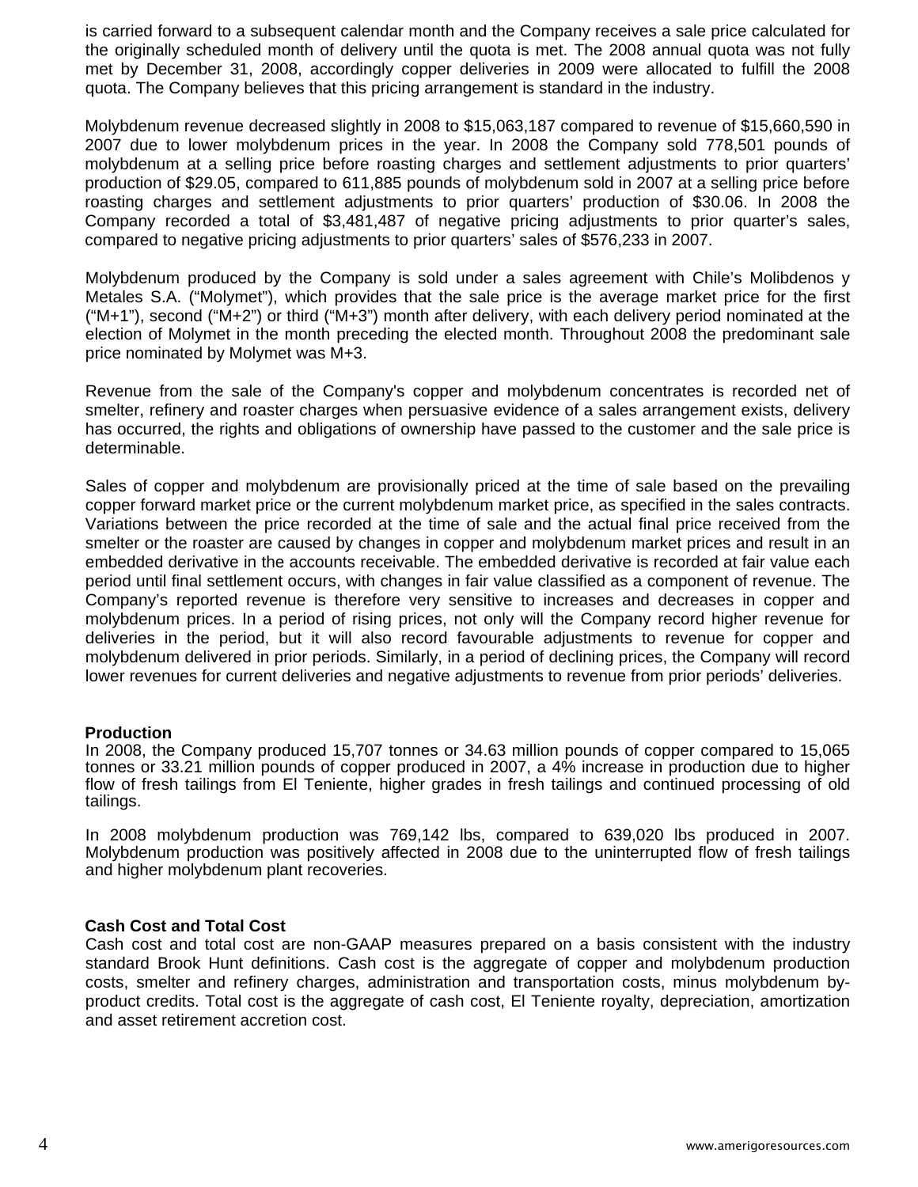is carried forward to a subsequent calendar month and the Company receives a sale price calculated for the originally scheduled month of delivery until the quota is met. The 2008 annual quota was not fully met by December 31, 2008, accordingly copper deliveries in 2009 were allocated to fulfill the 2008 quota. The Company believes that this pricing arrangement is standard in the industry.

Molybdenum revenue decreased slightly in 2008 to $15,063,187 compared to revenue of $15,660,590 in 2007 due to lower molybdenum prices in the year. In 2008 the Company sold 778,501 pounds of molybdenum at a selling price before roasting charges and settlement adjustments to prior quarters' production of $29.05, compared to 611,885 pounds of molybdenum sold in 2007 at a selling price before roasting charges and settlement adjustments to prior quarters' production of $30.06. In 2008 the Company recorded a total of $3,481,487 of negative pricing adjustments to prior quarter's sales, compared to negative pricing adjustments to prior quarters' sales of $576,233 in 2007.

Molybdenum produced by the Company is sold under a sales agreement with Chile's Molibdenos y Metales S.A. ("Molymet"), which provides that the sale price is the average market price for the first ("M+1"), second ("M+2") or third ("M+3") month after delivery, with each delivery period nominated at the election of Molymet in the month preceding the elected month. Throughout 2008 the predominant sale price nominated by Molymet was M+3.

Revenue from the sale of the Company's copper and molybdenum concentrates is recorded net of smelter, refinery and roaster charges when persuasive evidence of a sales arrangement exists, delivery has occurred, the rights and obligations of ownership have passed to the customer and the sale price is determinable.

Sales of copper and molybdenum are provisionally priced at the time of sale based on the prevailing copper forward market price or the current molybdenum market price, as specified in the sales contracts. Variations between the price recorded at the time of sale and the actual final price received from the smelter or the roaster are caused by changes in copper and molybdenum market prices and result in an embedded derivative in the accounts receivable. The embedded derivative is recorded at fair value each period until final settlement occurs, with changes in fair value classified as a component of revenue. The Company's reported revenue is therefore very sensitive to increases and decreases in copper and molybdenum prices. In a period of rising prices, not only will the Company record higher revenue for deliveries in the period, but it will also record favourable adjustments to revenue for copper and molybdenum delivered in prior periods. Similarly, in a period of declining prices, the Company will record lower revenues for current deliveries and negative adjustments to revenue from prior periods' deliveries.

**Production**

In 2008, the Company produced 15,707 tonnes or 34.63 million pounds of copper compared to 15,065 tonnes or 33.21 million pounds of copper produced in 2007, a 4% increase in production due to higher flow of fresh tailings from El Teniente, higher grades in fresh tailings and continued processing of old tailings.

In 2008 molybdenum production was 769,142 lbs, compared to 639,020 lbs produced in 2007. Molybdenum production was positively affected in 2008 due to the uninterrupted flow of fresh tailings and higher molybdenum plant recoveries.

**Cash Cost and Total Cost**

Cash cost and total cost are non-GAAP measures prepared on a basis consistent with the industry standard Brook Hunt definitions. Cash cost is the aggregate of copper and molybdenum production costs, smelter and refinery charges, administration and transportation costs, minus molybdenum by-product credits. Total cost is the aggregate of cash cost, El Teniente royalty, depreciation, amortization and asset retirement accretion cost.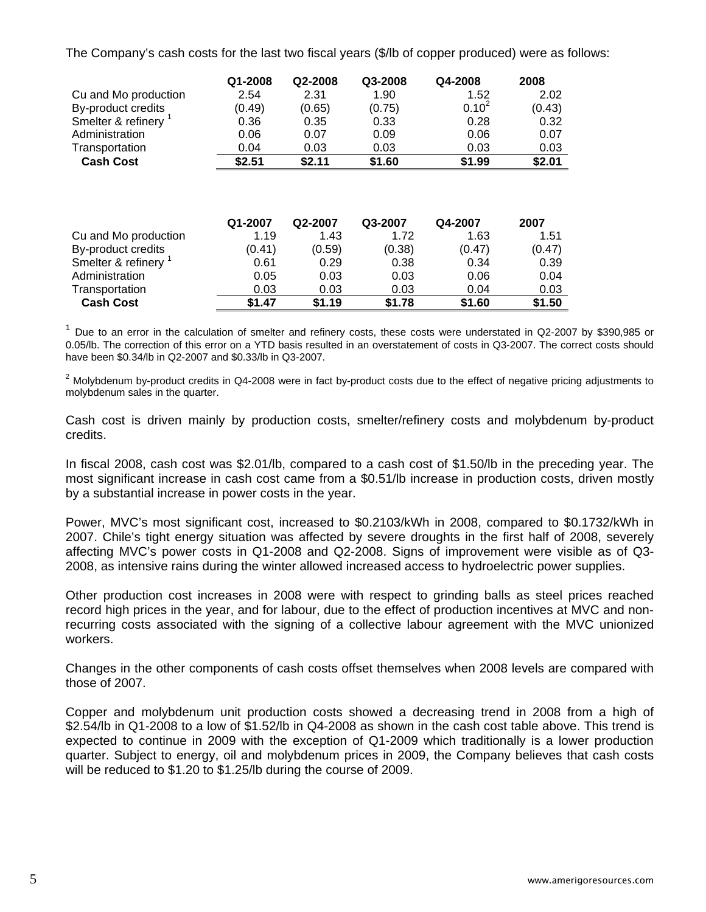The Company's cash costs for the last two fiscal years ($/lb of copper produced) were as follows:

| | Q1-2008 | Q2-2008 | Q3-2008 | Q4-2008 | 2008 |
|---|---|---|---|---|---|
| Cu and Mo production | 2.54 | 2.31 | 1.90 | 1.52 | 2.02 |
| By-product credits | (0.49) | (0.65) | (0.75) | 0.10[2] | (0.43) |
| Smelter & refinery [1] | 0.36 | 0.35 | 0.33 | 0.28 | 0.32 |
| Administration | 0.06 | 0.07 | 0.09 | 0.06 | 0.07 |
| Transportation | 0.04 | 0.03 | 0.03 | 0.03 | 0.03 |
| **Cash Cost** | **$2.51** | **$2.11** | **$1.60** | **$1.99** | **$2.01** |

| | Q1-2007 | Q2-2007 | Q3-2007 | Q4-2007 | 2007 |
|---|---|---|---|---|---|
| Cu and Mo production | 1.19 | 1.43 | 1.72 | 1.63 | 1.51 |
| By-product credits | (0.41) | (0.59) | (0.38) | (0.47) | (0.47) |
| Smelter & refinery [1] | 0.61 | 0.29 | 0.38 | 0.34 | 0.39 |
| Administration | 0.05 | 0.03 | 0.03 | 0.06 | 0.04 |
| Transportation | 0.03 | 0.03 | 0.03 | 0.04 | 0.03 |
| **Cash Cost** | **$1.47** | **$1.19** | **$1.78** | **$1.60** | **$1.50** |

[1] Due to an error in the calculation of smelter and refinery costs, these costs were understated in Q2-2007 by $390,985 or 0.05/lb. The correction of this error on a YTD basis resulted in an overstatement of costs in Q3-2007. The correct costs should have been $0.34/lb in Q2-2007 and $0.33/lb in Q3-2007.

[2] Molybdenum by-product credits in Q4-2008 were in fact by-product costs due to the effect of negative pricing adjustments to molybdenum sales in the quarter.

Cash cost is driven mainly by production costs, smelter/refinery costs and molybdenum by-product credits.

In fiscal 2008, cash cost was $2.01/lb, compared to a cash cost of $1.50/lb in the preceding year. The most significant increase in cash cost came from a $0.51/lb increase in production costs, driven mostly by a substantial increase in power costs in the year.

Power, MVC's most significant cost, increased to $0.2103/kWh in 2008, compared to $0.1732/kWh in 2007. Chile's tight energy situation was affected by severe droughts in the first half of 2008, severely affecting MVC's power costs in Q1-2008 and Q2-2008. Signs of improvement were visible as of Q3-2008, as intensive rains during the winter allowed increased access to hydroelectric power supplies.

Other production cost increases in 2008 were with respect to grinding balls as steel prices reached record high prices in the year, and for labour, due to the effect of production incentives at MVC and non-recurring costs associated with the signing of a collective labour agreement with the MVC unionized workers.

Changes in the other components of cash costs offset themselves when 2008 levels are compared with those of 2007.

Copper and molybdenum unit production costs showed a decreasing trend in 2008 from a high of $2.54/lb in Q1-2008 to a low of $1.52/lb in Q4-2008 as shown in the cash cost table above. This trend is expected to continue in 2009 with the exception of Q1-2009 which traditionally is a lower production quarter. Subject to energy, oil and molybdenum prices in 2009, the Company believes that cash costs will be reduced to $1.20 to $1.25/lb during the course of 2009.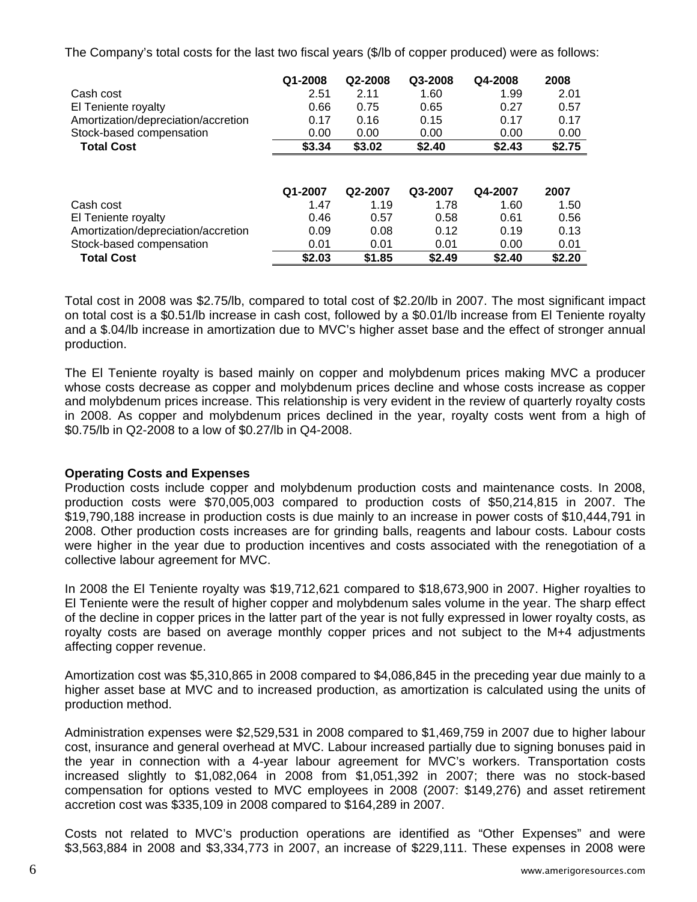The Company's total costs for the last two fiscal years ($/lb of copper produced) were as follows:

| | Q1-2008 | Q2-2008 | Q3-2008 | Q4-2008 | 2008 |
|---|---|---|---|---|---|
| Cash cost | 2.51 | 2.11 | 1.60 | 1.99 | 2.01 |
| El Teniente royalty | 0.66 | 0.75 | 0.65 | 0.27 | 0.57 |
| Amortization/depreciation/accretion | 0.17 | 0.16 | 0.15 | 0.17 | 0.17 |
| Stock-based compensation | 0.00 | 0.00 | 0.00 | 0.00 | 0.00 |
| **Total Cost** | **$3.34** | **$3.02** | **$2.40** | **$2.43** | **$2.75** |

| | Q1-2007 | Q2-2007 | Q3-2007 | Q4-2007 | 2007 |
|---|---|---|---|---|---|
| Cash cost | 1.47 | 1.19 | 1.78 | 1.60 | 1.50 |
| El Teniente royalty | 0.46 | 0.57 | 0.58 | 0.61 | 0.56 |
| Amortization/depreciation/accretion | 0.09 | 0.08 | 0.12 | 0.19 | 0.13 |
| Stock-based compensation | 0.01 | 0.01 | 0.01 | 0.00 | 0.01 |
| **Total Cost** | **$2.03** | **$1.85** | **$2.49** | **$2.40** | **$2.20** |

Total cost in 2008 was $2.75/lb, compared to total cost of $2.20/lb in 2007. The most significant impact on total cost is a $0.51/lb increase in cash cost, followed by a $0.01/lb increase from El Teniente royalty and a $.04/lb increase in amortization due to MVC's higher asset base and the effect of stronger annual production.

The El Teniente royalty is based mainly on copper and molybdenum prices making MVC a producer whose costs decrease as copper and molybdenum prices decline and whose costs increase as copper and molybdenum prices increase. This relationship is very evident in the review of quarterly royalty costs in 2008. As copper and molybdenum prices declined in the year, royalty costs went from a high of $0.75/lb in Q2-2008 to a low of $0.27/lb in Q4-2008.

**Operating Costs and Expenses**

Production costs include copper and molybdenum production costs and maintenance costs. In 2008, production costs were $70,005,003 compared to production costs of $50,214,815 in 2007. The $19,790,188 increase in production costs is due mainly to an increase in power costs of $10,444,791 in 2008. Other production costs increases are for grinding balls, reagents and labour costs. Labour costs were higher in the year due to production incentives and costs associated with the renegotiation of a collective labour agreement for MVC.

In 2008 the El Teniente royalty was $19,712,621 compared to $18,673,900 in 2007. Higher royalties to El Teniente were the result of higher copper and molybdenum sales volume in the year. The sharp effect of the decline in copper prices in the latter part of the year is not fully expressed in lower royalty costs, as royalty costs are based on average monthly copper prices and not subject to the M+4 adjustments affecting copper revenue.

Amortization cost was $5,310,865 in 2008 compared to $4,086,845 in the preceding year due mainly to a higher asset base at MVC and to increased production, as amortization is calculated using the units of production method.

Administration expenses were $2,529,531 in 2008 compared to $1,469,759 in 2007 due to higher labour cost, insurance and general overhead at MVC. Labour increased partially due to signing bonuses paid in the year in connection with a 4-year labour agreement for MVC's workers. Transportation costs increased slightly to $1,082,064 in 2008 from $1,051,392 in 2007; there was no stock-based compensation for options vested to MVC employees in 2008 (2007: $149,276) and asset retirement accretion cost was $335,109 in 2008 compared to $164,289 in 2007.

Costs not related to MVC's production operations are identified as "Other Expenses" and were $3,563,884 in 2008 and $3,334,773 in 2007, an increase of $229,111. These expenses in 2008 were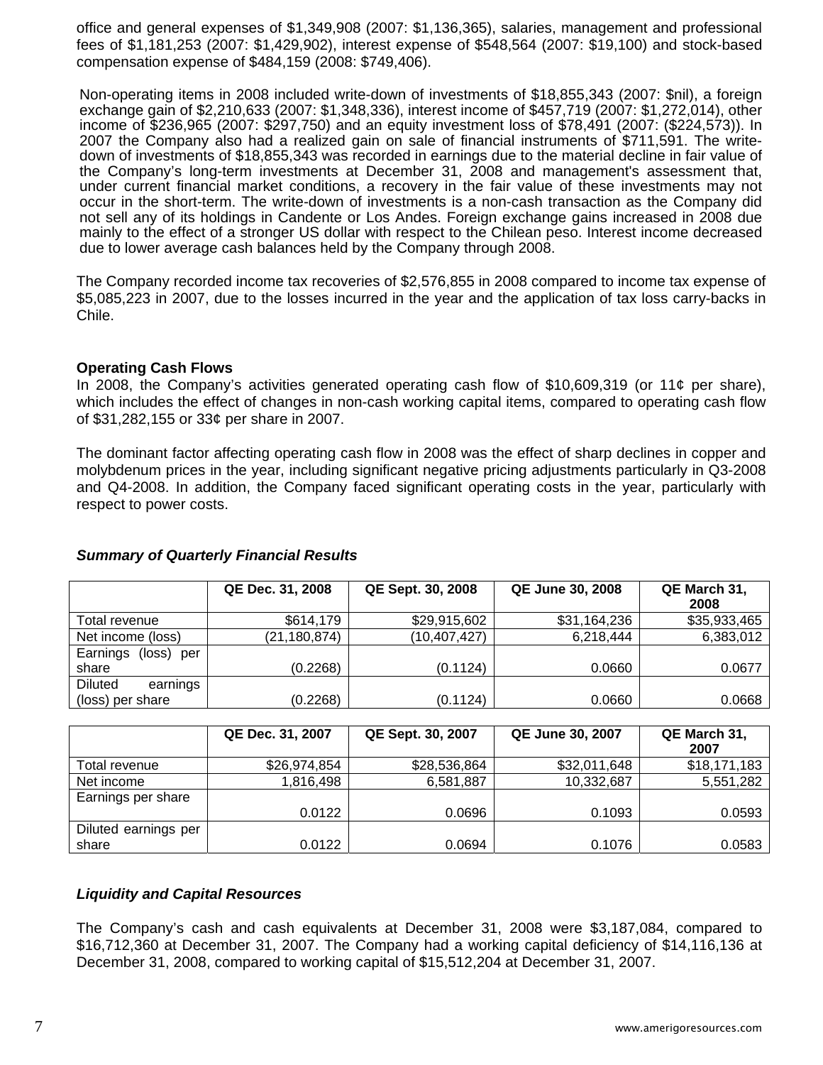office and general expenses of $1,349,908 (2007: $1,136,365), salaries, management and professional fees of $1,181,253 (2007: $1,429,902), interest expense of $548,564 (2007: $19,100) and stock-based compensation expense of $484,159 (2008: $749,406).

Non-operating items in 2008 included write-down of investments of $18,855,343 (2007: $nil), a foreign exchange gain of $2,210,633 (2007: $1,348,336), interest income of $457,719 (2007: $1,272,014), other income of $236,965 (2007: $297,750) and an equity investment loss of $78,491 (2007: ($224,573)). In 2007 the Company also had a realized gain on sale of financial instruments of $711,591. The write-down of investments of $18,855,343 was recorded in earnings due to the material decline in fair value of the Company's long-term investments at December 31, 2008 and management's assessment that, under current financial market conditions, a recovery in the fair value of these investments may not occur in the short-term. The write-down of investments is a non-cash transaction as the Company did not sell any of its holdings in Candente or Los Andes. Foreign exchange gains increased in 2008 due mainly to the effect of a stronger US dollar with respect to the Chilean peso. Interest income decreased due to lower average cash balances held by the Company through 2008.

The Company recorded income tax recoveries of $2,576,855 in 2008 compared to income tax expense of $5,085,223 in 2007, due to the losses incurred in the year and the application of tax loss carry-backs in Chile.

**Operating Cash Flows**

In 2008, the Company's activities generated operating cash flow of $10,609,319 (or 11¢ per share), which includes the effect of changes in non-cash working capital items, compared to operating cash flow of $31,282,155 or 33¢ per share in 2007.

The dominant factor affecting operating cash flow in 2008 was the effect of sharp declines in copper and molybdenum prices in the year, including significant negative pricing adjustments particularly in Q3-2008 and Q4-2008. In addition, the Company faced significant operating costs in the year, particularly with respect to power costs.

***Summary of Quarterly Financial Results***

| | QE Dec. 31, 2008 | QE Sept. 30, 2008 | QE June 30, 2008 | QE March 31, 2008 |
|---|---|---|---|---|
| Total revenue | $614,179 | $29,915,602 | $31,164,236 | $35,933,465 |
| Net income (loss) | (21,180,874) | (10,407,427) | 6,218,444 | 6,383,012 |
| Earnings (loss) per share | (0.2268) | (0.1124) | 0.0660 | 0.0677 |
| Diluted earnings (loss) per share | (0.2268) | (0.1124) | 0.0660 | 0.0668 |

| | QE Dec. 31, 2007 | QE Sept. 30, 2007 | QE June 30, 2007 | QE March 31, 2007 |
|---|---|---|---|---|
| Total revenue | $26,974,854 | $28,536,864 | $32,011,648 | $18,171,183 |
| Net income | 1,816,498 | 6,581,887 | 10,332,687 | 5,551,282 |
| Earnings per share | 0.0122 | 0.0696 | 0.1093 | 0.0593 |
| Diluted earnings per share | 0.0122 | 0.0694 | 0.1076 | 0.0583 |

***Liquidity and Capital Resources***

The Company's cash and cash equivalents at December 31, 2008 were $3,187,084, compared to $16,712,360 at December 31, 2007. The Company had a working capital deficiency of $14,116,136 at December 31, 2008, compared to working capital of $15,512,204 at December 31, 2007.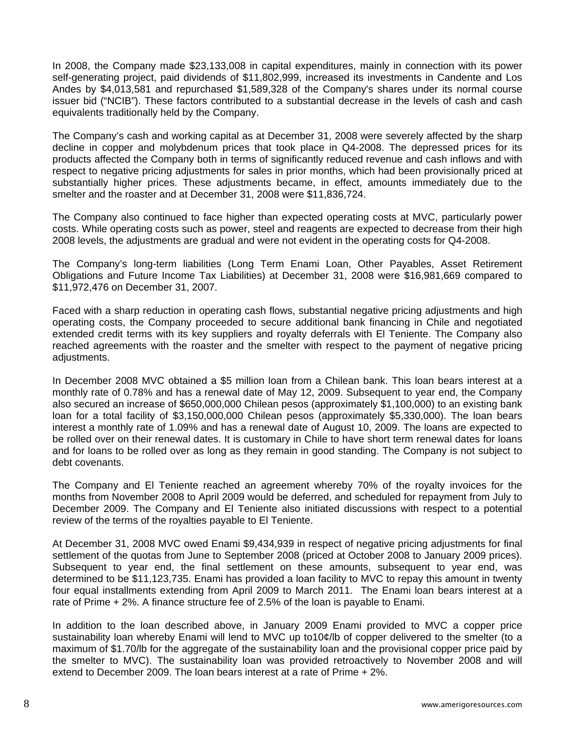In 2008, the Company made $23,133,008 in capital expenditures, mainly in connection with its power self-generating project, paid dividends of $11,802,999, increased its investments in Candente and Los Andes by $4,013,581 and repurchased $1,589,328 of the Company's shares under its normal course issuer bid ("NCIB"). These factors contributed to a substantial decrease in the levels of cash and cash equivalents traditionally held by the Company.

The Company's cash and working capital as at December 31, 2008 were severely affected by the sharp decline in copper and molybdenum prices that took place in Q4-2008. The depressed prices for its products affected the Company both in terms of significantly reduced revenue and cash inflows and with respect to negative pricing adjustments for sales in prior months, which had been provisionally priced at substantially higher prices. These adjustments became, in effect, amounts immediately due to the smelter and the roaster and at December 31, 2008 were $11,836,724.

The Company also continued to face higher than expected operating costs at MVC, particularly power costs. While operating costs such as power, steel and reagents are expected to decrease from their high 2008 levels, the adjustments are gradual and were not evident in the operating costs for Q4-2008.

The Company's long-term liabilities (Long Term Enami Loan, Other Payables, Asset Retirement Obligations and Future Income Tax Liabilities) at December 31, 2008 were $16,981,669 compared to $11,972,476 on December 31, 2007.

Faced with a sharp reduction in operating cash flows, substantial negative pricing adjustments and high operating costs, the Company proceeded to secure additional bank financing in Chile and negotiated extended credit terms with its key suppliers and royalty deferrals with El Teniente. The Company also reached agreements with the roaster and the smelter with respect to the payment of negative pricing adjustments.

In December 2008 MVC obtained a $5 million loan from a Chilean bank. This loan bears interest at a monthly rate of 0.78% and has a renewal date of May 12, 2009. Subsequent to year end, the Company also secured an increase of $650,000,000 Chilean pesos (approximately $1,100,000) to an existing bank loan for a total facility of $3,150,000,000 Chilean pesos (approximately $5,330,000). The loan bears interest a monthly rate of 1.09% and has a renewal date of August 10, 2009. The loans are expected to be rolled over on their renewal dates. It is customary in Chile to have short term renewal dates for loans and for loans to be rolled over as long as they remain in good standing. The Company is not subject to debt covenants.

The Company and El Teniente reached an agreement whereby 70% of the royalty invoices for the months from November 2008 to April 2009 would be deferred, and scheduled for repayment from July to December 2009. The Company and El Teniente also initiated discussions with respect to a potential review of the terms of the royalties payable to El Teniente.

At December 31, 2008 MVC owed Enami $9,434,939 in respect of negative pricing adjustments for final settlement of the quotas from June to September 2008 (priced at October 2008 to January 2009 prices). Subsequent to year end, the final settlement on these amounts, subsequent to year end, was determined to be $11,123,735. Enami has provided a loan facility to MVC to repay this amount in twenty four equal installments extending from April 2009 to March 2011. The Enami loan bears interest at a rate of Prime + 2%. A finance structure fee of 2.5% of the loan is payable to Enami.

In addition to the loan described above, in January 2009 Enami provided to MVC a copper price sustainability loan whereby Enami will lend to MVC up to10¢/lb of copper delivered to the smelter (to a maximum of $1.70/lb for the aggregate of the sustainability loan and the provisional copper price paid by the smelter to MVC). The sustainability loan was provided retroactively to November 2008 and will extend to December 2009. The loan bears interest at a rate of Prime + 2%.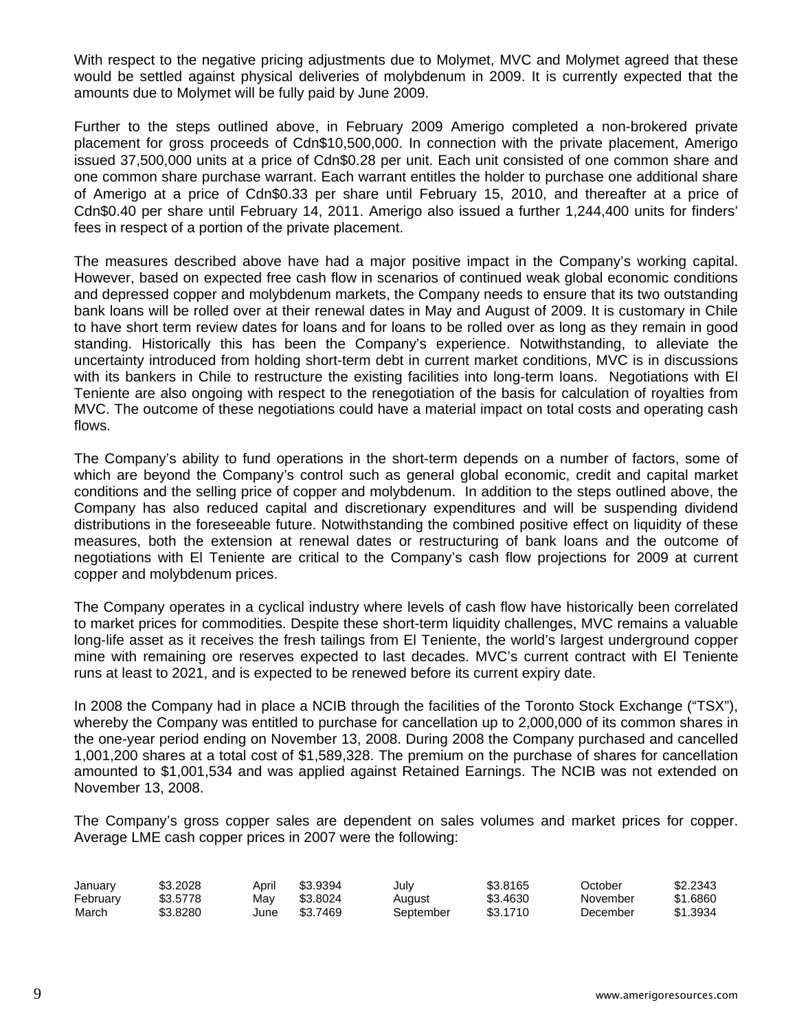With respect to the negative pricing adjustments due to Molymet, MVC and Molymet agreed that these would be settled against physical deliveries of molybdenum in 2009. It is currently expected that the amounts due to Molymet will be fully paid by June 2009.

Further to the steps outlined above, in February 2009 Amerigo completed a non-brokered private placement for gross proceeds of Cdn$10,500,000. In connection with the private placement, Amerigo issued 37,500,000 units at a price of Cdn$0.28 per unit. Each unit consisted of one common share and one common share purchase warrant. Each warrant entitles the holder to purchase one additional share of Amerigo at a price of Cdn$0.33 per share until February 15, 2010, and thereafter at a price of Cdn$0.40 per share until February 14, 2011. Amerigo also issued a further 1,244,400 units for finders' fees in respect of a portion of the private placement.

The measures described above have had a major positive impact in the Company's working capital. However, based on expected free cash flow in scenarios of continued weak global economic conditions and depressed copper and molybdenum markets, the Company needs to ensure that its two outstanding bank loans will be rolled over at their renewal dates in May and August of 2009. It is customary in Chile to have short term review dates for loans and for loans to be rolled over as long as they remain in good standing. Historically this has been the Company's experience. Notwithstanding, to alleviate the uncertainty introduced from holding short-term debt in current market conditions, MVC is in discussions with its bankers in Chile to restructure the existing facilities into long-term loans. Negotiations with El Teniente are also ongoing with respect to the renegotiation of the basis for calculation of royalties from MVC. The outcome of these negotiations could have a material impact on total costs and operating cash flows.

The Company's ability to fund operations in the short-term depends on a number of factors, some of which are beyond the Company's control such as general global economic, credit and capital market conditions and the selling price of copper and molybdenum. In addition to the steps outlined above, the Company has also reduced capital and discretionary expenditures and will be suspending dividend distributions in the foreseeable future. Notwithstanding the combined positive effect on liquidity of these measures, both the extension at renewal dates or restructuring of bank loans and the outcome of negotiations with El Teniente are critical to the Company's cash flow projections for 2009 at current copper and molybdenum prices.

The Company operates in a cyclical industry where levels of cash flow have historically been correlated to market prices for commodities. Despite these short-term liquidity challenges, MVC remains a valuable long-life asset as it receives the fresh tailings from El Teniente, the world's largest underground copper mine with remaining ore reserves expected to last decades. MVC's current contract with El Teniente runs at least to 2021, and is expected to be renewed before its current expiry date.

In 2008 the Company had in place a NCIB through the facilities of the Toronto Stock Exchange ("TSX"), whereby the Company was entitled to purchase for cancellation up to 2,000,000 of its common shares in the one-year period ending on November 13, 2008. During 2008 the Company purchased and cancelled 1,001,200 shares at a total cost of $1,589,328. The premium on the purchase of shares for cancellation amounted to $1,001,534 and was applied against Retained Earnings. The NCIB was not extended on November 13, 2008.

The Company's gross copper sales are dependent on sales volumes and market prices for copper. Average LME cash copper prices in 2007 were the following:

| | | | | | | | |
|---|---|---|---|---|---|---|---|
| January | $3.2028 | April | $3.9394 | July | $3.8165 | October | $2.2343 |
| February | $3.5778 | May | $3.8024 | August | $3.4630 | November | $1.6860 |
| March | $3.8280 | June | $3.7469 | September | $3.1710 | December | $1.3934 |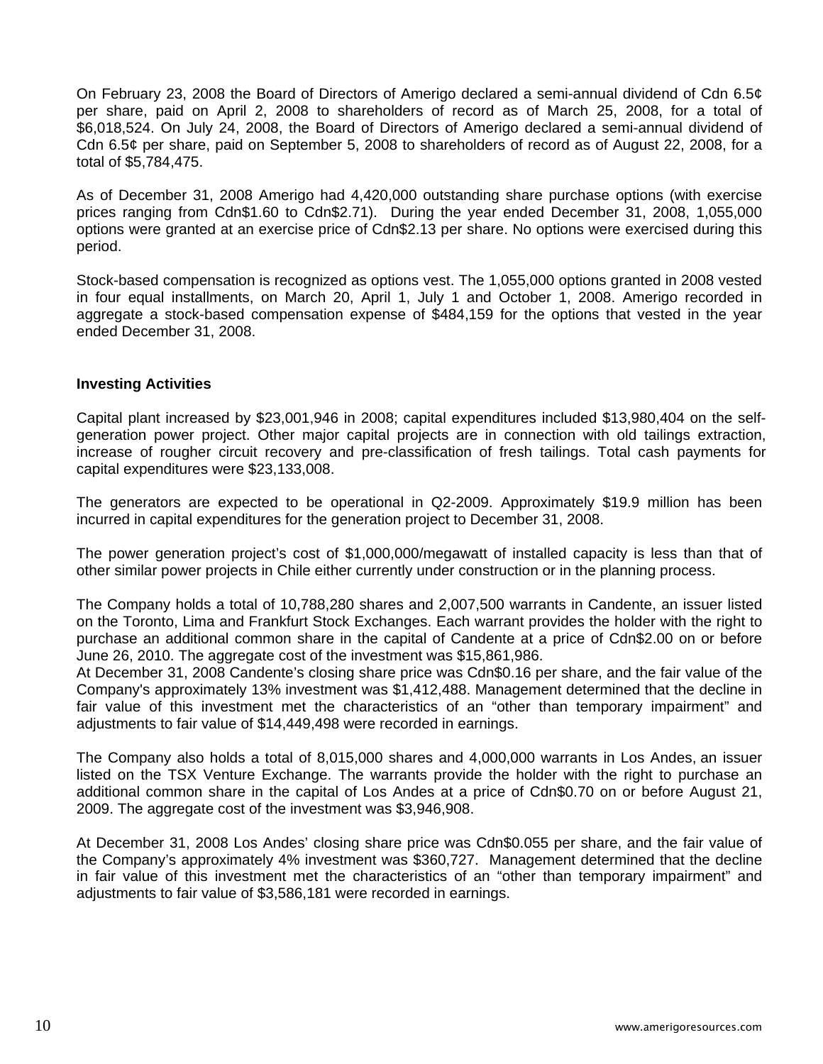On February 23, 2008 the Board of Directors of Amerigo declared a semi-annual dividend of Cdn 6.5¢ per share, paid on April 2, 2008 to shareholders of record as of March 25, 2008, for a total of $6,018,524. On July 24, 2008, the Board of Directors of Amerigo declared a semi-annual dividend of Cdn 6.5¢ per share, paid on September 5, 2008 to shareholders of record as of August 22, 2008, for a total of $5,784,475.

As of December 31, 2008 Amerigo had 4,420,000 outstanding share purchase options (with exercise prices ranging from Cdn$1.60 to Cdn$2.71). During the year ended December 31, 2008, 1,055,000 options were granted at an exercise price of Cdn$2.13 per share. No options were exercised during this period.

Stock-based compensation is recognized as options vest. The 1,055,000 options granted in 2008 vested in four equal installments, on March 20, April 1, July 1 and October 1, 2008. Amerigo recorded in aggregate a stock-based compensation expense of $484,159 for the options that vested in the year ended December 31, 2008.

**Investing Activities**

Capital plant increased by $23,001,946 in 2008; capital expenditures included $13,980,404 on the self-generation power project. Other major capital projects are in connection with old tailings extraction, increase of rougher circuit recovery and pre-classification of fresh tailings. Total cash payments for capital expenditures were $23,133,008.

The generators are expected to be operational in Q2-2009. Approximately $19.9 million has been incurred in capital expenditures for the generation project to December 31, 2008.

The power generation project's cost of $1,000,000/megawatt of installed capacity is less than that of other similar power projects in Chile either currently under construction or in the planning process.

The Company holds a total of 10,788,280 shares and 2,007,500 warrants in Candente, an issuer listed on the Toronto, Lima and Frankfurt Stock Exchanges. Each warrant provides the holder with the right to purchase an additional common share in the capital of Candente at a price of Cdn$2.00 on or before June 26, 2010. The aggregate cost of the investment was $15,861,986.
At December 31, 2008 Candente's closing share price was Cdn$0.16 per share, and the fair value of the Company's approximately 13% investment was $1,412,488. Management determined that the decline in fair value of this investment met the characteristics of an "other than temporary impairment" and adjustments to fair value of $14,449,498 were recorded in earnings.

The Company also holds a total of 8,015,000 shares and 4,000,000 warrants in Los Andes, an issuer listed on the TSX Venture Exchange. The warrants provide the holder with the right to purchase an additional common share in the capital of Los Andes at a price of Cdn$0.70 on or before August 21, 2009. The aggregate cost of the investment was $3,946,908.

At December 31, 2008 Los Andes' closing share price was Cdn$0.055 per share, and the fair value of the Company's approximately 4% investment was $360,727. Management determined that the decline in fair value of this investment met the characteristics of an "other than temporary impairment" and adjustments to fair value of $3,586,181 were recorded in earnings.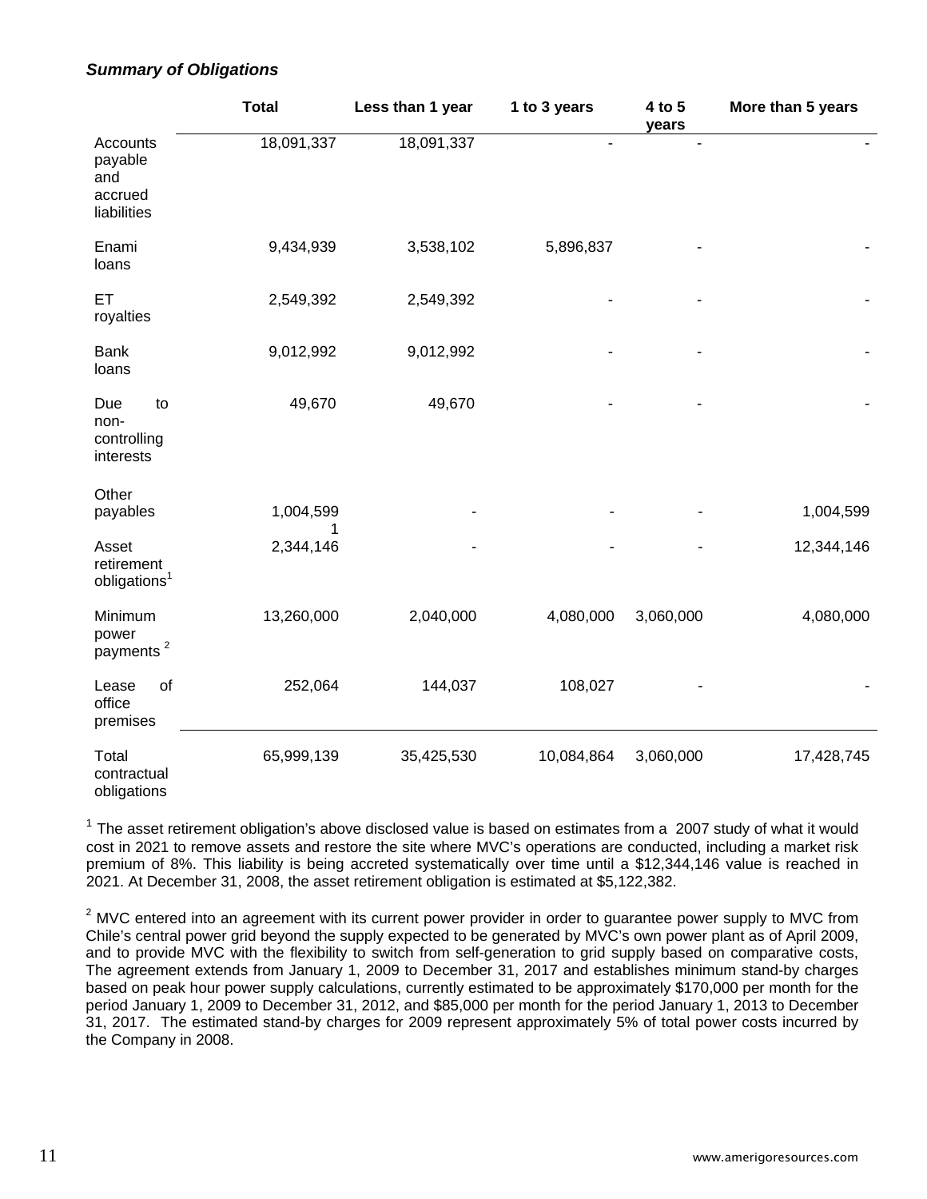***Summary of Obligations***

| | Total | Less than 1 year | 1 to 3 years | 4 to 5 years | More than 5 years |
|---|---|---|---|---|---|
| Accounts payable and accrued liabilities | 18,091,337 | 18,091,337 | - | - | - |
| Enami loans | 9,434,939 | 3,538,102 | 5,896,837 | - | - |
| ET royalties | 2,549,392 | 2,549,392 | - | - | - |
| Bank loans | 9,012,992 | 9,012,992 | - | - | - |
| Due to non-controlling interests | 49,670 | 49,670 | - | - | - |
| Other payables | 1,004,599 | - | - | - | 1,004,599 |
| Asset retirement obligations[1] | 12,344,146 | - | - | - | 12,344,146 |
| Minimum power payments [2] | 13,260,000 | 2,040,000 | 4,080,000 | 3,060,000 | 4,080,000 |
| Lease of office premises | 252,064 | 144,037 | 108,027 | - | - |
| Total contractual obligations | 65,999,139 | 35,425,530 | 10,084,864 | 3,060,000 | 17,428,745 |

[1] The asset retirement obligation's above disclosed value is based on estimates from a 2007 study of what it would cost in 2021 to remove assets and restore the site where MVC's operations are conducted, including a market risk premium of 8%. This liability is being accreted systematically over time until a $12,344,146 value is reached in 2021. At December 31, 2008, the asset retirement obligation is estimated at $5,122,382.

[2] MVC entered into an agreement with its current power provider in order to guarantee power supply to MVC from Chile's central power grid beyond the supply expected to be generated by MVC's own power plant as of April 2009, and to provide MVC with the flexibility to switch from self-generation to grid supply based on comparative costs, The agreement extends from January 1, 2009 to December 31, 2017 and establishes minimum stand-by charges based on peak hour power supply calculations, currently estimated to be approximately $170,000 per month for the period January 1, 2009 to December 31, 2012, and $85,000 per month for the period January 1, 2013 to December 31, 2017. The estimated stand-by charges for 2009 represent approximately 5% of total power costs incurred by the Company in 2008.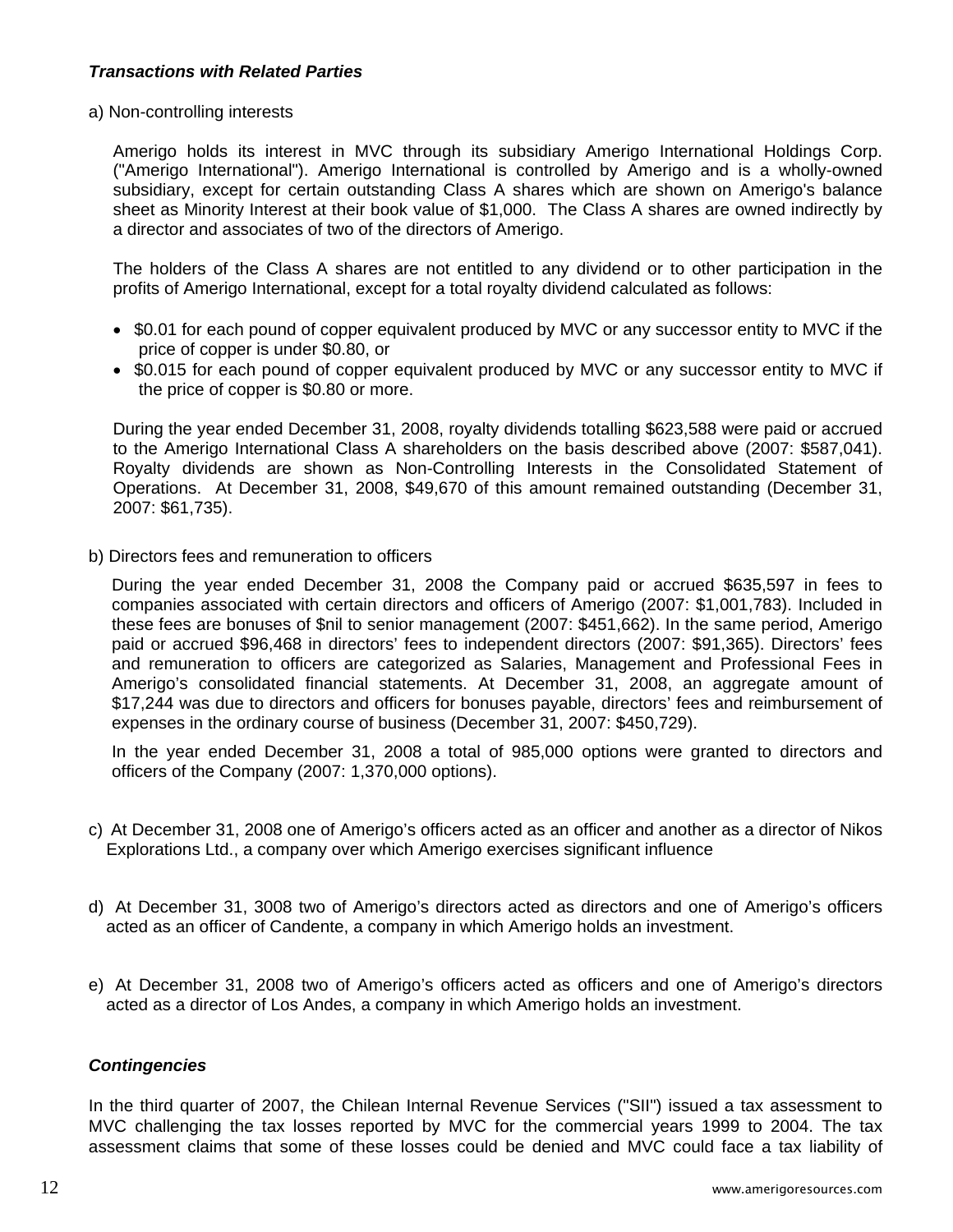***Transactions with Related Parties***

a) Non-controlling interests

Amerigo holds its interest in MVC through its subsidiary Amerigo International Holdings Corp. ("Amerigo International"). Amerigo International is controlled by Amerigo and is a wholly-owned subsidiary, except for certain outstanding Class A shares which are shown on Amerigo's balance sheet as Minority Interest at their book value of $1,000. The Class A shares are owned indirectly by a director and associates of two of the directors of Amerigo.

The holders of the Class A shares are not entitled to any dividend or to other participation in the profits of Amerigo International, except for a total royalty dividend calculated as follows:

- $0.01 for each pound of copper equivalent produced by MVC or any successor entity to MVC if the price of copper is under $0.80, or
- $0.015 for each pound of copper equivalent produced by MVC or any successor entity to MVC if the price of copper is $0.80 or more.

During the year ended December 31, 2008, royalty dividends totalling $623,588 were paid or accrued to the Amerigo International Class A shareholders on the basis described above (2007: $587,041). Royalty dividends are shown as Non-Controlling Interests in the Consolidated Statement of Operations. At December 31, 2008, $49,670 of this amount remained outstanding (December 31, 2007: $61,735).

b) Directors fees and remuneration to officers

During the year ended December 31, 2008 the Company paid or accrued $635,597 in fees to companies associated with certain directors and officers of Amerigo (2007: $1,001,783). Included in these fees are bonuses of $nil to senior management (2007: $451,662). In the same period, Amerigo paid or accrued $96,468 in directors' fees to independent directors (2007: $91,365). Directors' fees and remuneration to officers are categorized as Salaries, Management and Professional Fees in Amerigo's consolidated financial statements. At December 31, 2008, an aggregate amount of $17,244 was due to directors and officers for bonuses payable, directors' fees and reimbursement of expenses in the ordinary course of business (December 31, 2007: $450,729).

In the year ended December 31, 2008 a total of 985,000 options were granted to directors and officers of the Company (2007: 1,370,000 options).

c) At December 31, 2008 one of Amerigo's officers acted as an officer and another as a director of Nikos Explorations Ltd., a company over which Amerigo exercises significant influence

d) At December 31, 3008 two of Amerigo's directors acted as directors and one of Amerigo's officers acted as an officer of Candente, a company in which Amerigo holds an investment.

e) At December 31, 2008 two of Amerigo's officers acted as officers and one of Amerigo's directors acted as a director of Los Andes, a company in which Amerigo holds an investment.

***Contingencies***

In the third quarter of 2007, the Chilean Internal Revenue Services ("SII") issued a tax assessment to MVC challenging the tax losses reported by MVC for the commercial years 1999 to 2004. The tax assessment claims that some of these losses could be denied and MVC could face a tax liability of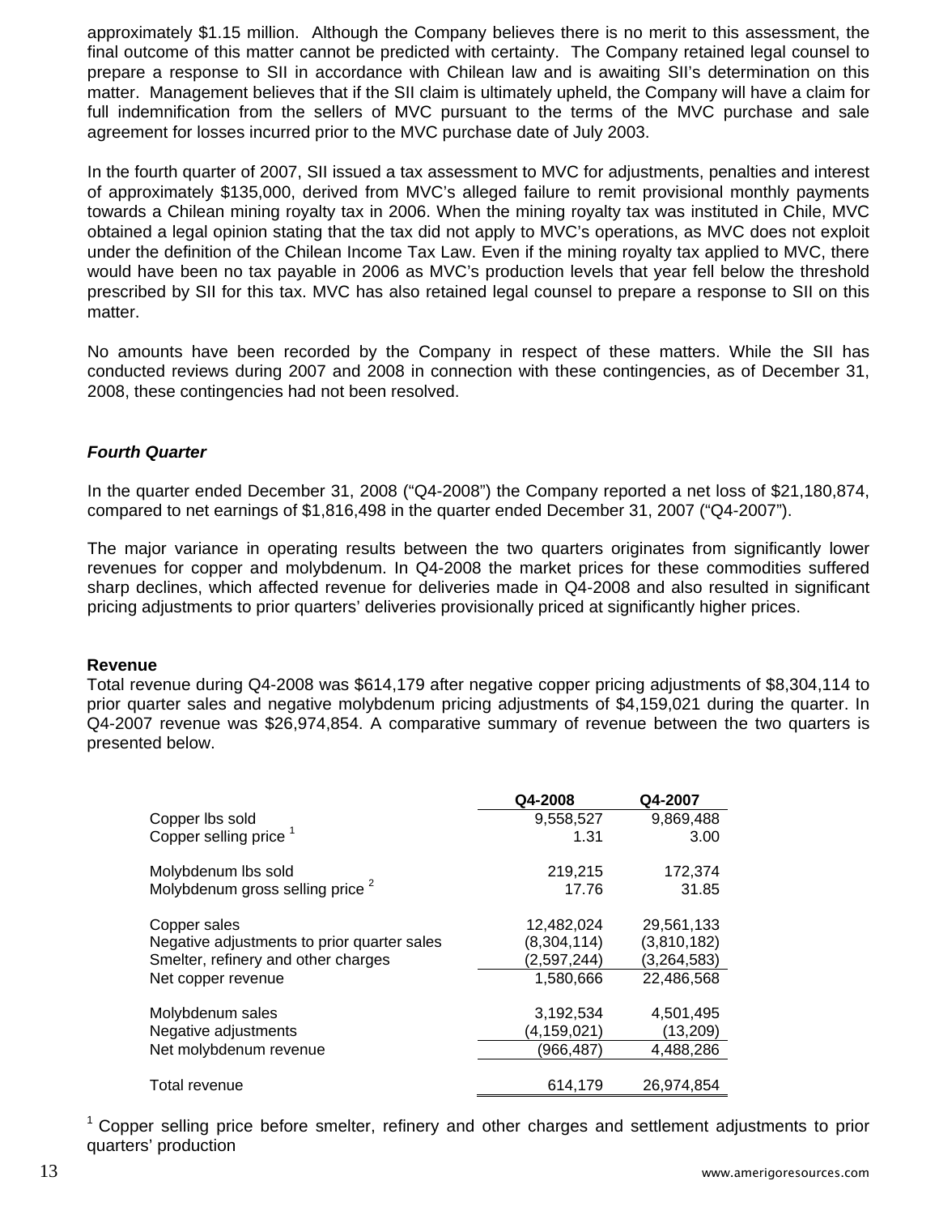approximately $1.15 million. Although the Company believes there is no merit to this assessment, the final outcome of this matter cannot be predicted with certainty. The Company retained legal counsel to prepare a response to SII in accordance with Chilean law and is awaiting SII's determination on this matter. Management believes that if the SII claim is ultimately upheld, the Company will have a claim for full indemnification from the sellers of MVC pursuant to the terms of the MVC purchase and sale agreement for losses incurred prior to the MVC purchase date of July 2003.

In the fourth quarter of 2007, SII issued a tax assessment to MVC for adjustments, penalties and interest of approximately $135,000, derived from MVC's alleged failure to remit provisional monthly payments towards a Chilean mining royalty tax in 2006. When the mining royalty tax was instituted in Chile, MVC obtained a legal opinion stating that the tax did not apply to MVC's operations, as MVC does not exploit under the definition of the Chilean Income Tax Law. Even if the mining royalty tax applied to MVC, there would have been no tax payable in 2006 as MVC's production levels that year fell below the threshold prescribed by SII for this tax. MVC has also retained legal counsel to prepare a response to SII on this matter.

No amounts have been recorded by the Company in respect of these matters. While the SII has conducted reviews during 2007 and 2008 in connection with these contingencies, as of December 31, 2008, these contingencies had not been resolved.

***Fourth Quarter***

In the quarter ended December 31, 2008 ("Q4-2008") the Company reported a net loss of $21,180,874, compared to net earnings of $1,816,498 in the quarter ended December 31, 2007 ("Q4-2007").

The major variance in operating results between the two quarters originates from significantly lower revenues for copper and molybdenum. In Q4-2008 the market prices for these commodities suffered sharp declines, which affected revenue for deliveries made in Q4-2008 and also resulted in significant pricing adjustments to prior quarters' deliveries provisionally priced at significantly higher prices.

**Revenue**

Total revenue during Q4-2008 was $614,179 after negative copper pricing adjustments of $8,304,114 to prior quarter sales and negative molybdenum pricing adjustments of $4,159,021 during the quarter. In Q4-2007 revenue was $26,974,854. A comparative summary of revenue between the two quarters is presented below.

| | Q4-2008 | Q4-2007 |
|---|---|---|
| Copper lbs sold | 9,558,527 | 9,869,488 |
| Copper selling price [1] | 1.31 | 3.00 |
| | | |
| Molybdenum lbs sold | 219,215 | 172,374 |
| Molybdenum gross selling price [2] | 17.76 | 31.85 |
| | | |
| Copper sales | 12,482,024 | 29,561,133 |
| Negative adjustments to prior quarter sales | (8,304,114) | (3,810,182) |
| Smelter, refinery and other charges | (2,597,244) | (3,264,583) |
| Net copper revenue | 1,580,666 | 22,486,568 |
| | | |
| Molybdenum sales | 3,192,534 | 4,501,495 |
| Negative adjustments | (4,159,021) | (13,209) |
| Net molybdenum revenue | (966,487) | 4,488,286 |
| | | |
| Total revenue | 614,179 | 26,974,854 |

[1] Copper selling price before smelter, refinery and other charges and settlement adjustments to prior quarters' production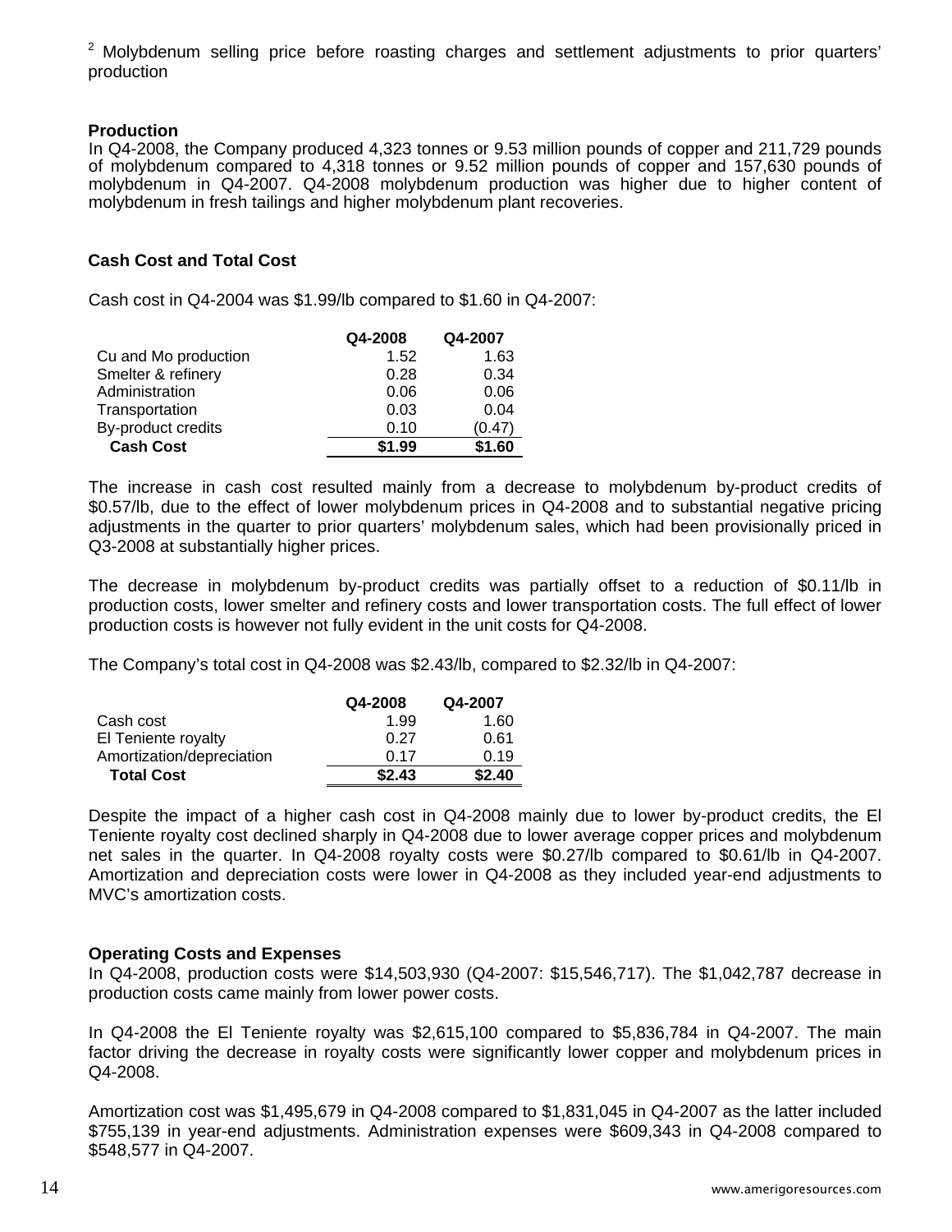[2] Molybdenum selling price before roasting charges and settlement adjustments to prior quarters' production

**Production**

In Q4-2008, the Company produced 4,323 tonnes or 9.53 million pounds of copper and 211,729 pounds of molybdenum compared to 4,318 tonnes or 9.52 million pounds of copper and 157,630 pounds of molybdenum in Q4-2007. Q4-2008 molybdenum production was higher due to higher content of molybdenum in fresh tailings and higher molybdenum plant recoveries.

**Cash Cost and Total Cost**

Cash cost in Q4-2004 was $1.99/lb compared to $1.60 in Q4-2007:

| | Q4-2008 | Q4-2007 |
|---|---|---|
| Cu and Mo production | 1.52 | 1.63 |
| Smelter & refinery | 0.28 | 0.34 |
| Administration | 0.06 | 0.06 |
| Transportation | 0.03 | 0.04 |
| By-product credits | 0.10 | (0.47) |
| **Cash Cost** | **$1.99** | **$1.60** |

The increase in cash cost resulted mainly from a decrease to molybdenum by-product credits of $0.57/lb, due to the effect of lower molybdenum prices in Q4-2008 and to substantial negative pricing adjustments in the quarter to prior quarters' molybdenum sales, which had been provisionally priced in Q3-2008 at substantially higher prices.

The decrease in molybdenum by-product credits was partially offset to a reduction of $0.11/lb in production costs, lower smelter and refinery costs and lower transportation costs. The full effect of lower production costs is however not fully evident in the unit costs for Q4-2008.

The Company's total cost in Q4-2008 was $2.43/lb, compared to $2.32/lb in Q4-2007:

| | Q4-2008 | Q4-2007 |
|---|---|---|
| Cash cost | 1.99 | 1.60 |
| El Teniente royalty | 0.27 | 0.61 |
| Amortization/depreciation | 0.17 | 0.19 |
| **Total Cost** | **$2.43** | **$2.40** |

Despite the impact of a higher cash cost in Q4-2008 mainly due to lower by-product credits, the El Teniente royalty cost declined sharply in Q4-2008 due to lower average copper prices and molybdenum net sales in the quarter. In Q4-2008 royalty costs were $0.27/lb compared to $0.61/lb in Q4-2007. Amortization and depreciation costs were lower in Q4-2008 as they included year-end adjustments to MVC's amortization costs.

**Operating Costs and Expenses**

In Q4-2008, production costs were $14,503,930 (Q4-2007: $15,546,717). The $1,042,787 decrease in production costs came mainly from lower power costs.

In Q4-2008 the El Teniente royalty was $2,615,100 compared to $5,836,784 in Q4-2007. The main factor driving the decrease in royalty costs were significantly lower copper and molybdenum prices in Q4-2008.

Amortization cost was $1,495,679 in Q4-2008 compared to $1,831,045 in Q4-2007 as the latter included $755,139 in year-end adjustments. Administration expenses were $609,343 in Q4-2008 compared to $548,577 in Q4-2007.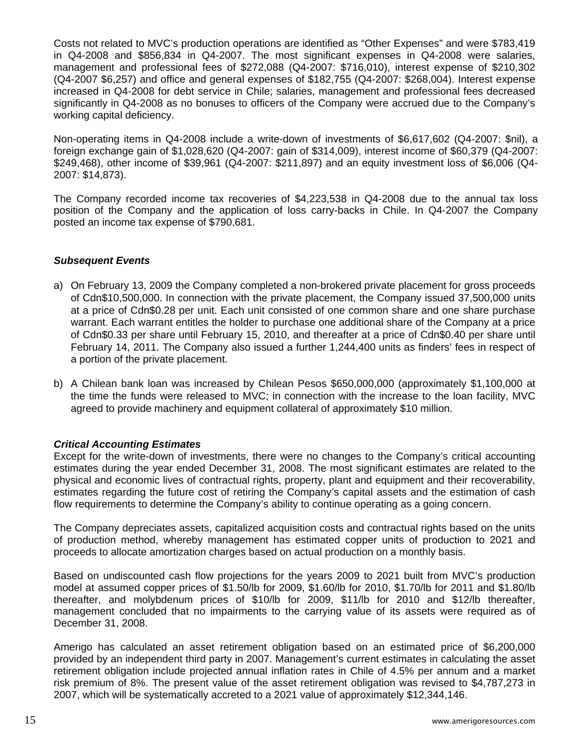Costs not related to MVC's production operations are identified as "Other Expenses" and were $783,419 in Q4-2008 and $856,834 in Q4-2007. The most significant expenses in Q4-2008 were salaries, management and professional fees of $272,088 (Q4-2007: $716,010), interest expense of $210,302 (Q4-2007 $6,257) and office and general expenses of $182,755 (Q4-2007: $268,004). Interest expense increased in Q4-2008 for debt service in Chile; salaries, management and professional fees decreased significantly in Q4-2008 as no bonuses to officers of the Company were accrued due to the Company's working capital deficiency.

Non-operating items in Q4-2008 include a write-down of investments of $6,617,602 (Q4-2007: $nil), a foreign exchange gain of $1,028,620 (Q4-2007: gain of $314,009), interest income of $60,379 (Q4-2007: $249,468), other income of $39,961 (Q4-2007: $211,897) and an equity investment loss of $6,006 (Q4-2007: $14,873).

The Company recorded income tax recoveries of $4,223,538 in Q4-2008 due to the annual tax loss position of the Company and the application of loss carry-backs in Chile. In Q4-2007 the Company posted an income tax expense of $790,681.

***Subsequent Events***

a) On February 13, 2009 the Company completed a non-brokered private placement for gross proceeds of Cdn$10,500,000. In connection with the private placement, the Company issued 37,500,000 units at a price of Cdn$0.28 per unit. Each unit consisted of one common share and one share purchase warrant. Each warrant entitles the holder to purchase one additional share of the Company at a price of Cdn$0.33 per share until February 15, 2010, and thereafter at a price of Cdn$0.40 per share until February 14, 2011. The Company also issued a further 1,244,400 units as finders' fees in respect of a portion of the private placement.

b) A Chilean bank loan was increased by Chilean Pesos $650,000,000 (approximately $1,100,000 at the time the funds were released to MVC; in connection with the increase to the loan facility, MVC agreed to provide machinery and equipment collateral of approximately $10 million.

***Critical Accounting Estimates***

Except for the write-down of investments, there were no changes to the Company's critical accounting estimates during the year ended December 31, 2008. The most significant estimates are related to the physical and economic lives of contractual rights, property, plant and equipment and their recoverability, estimates regarding the future cost of retiring the Company's capital assets and the estimation of cash flow requirements to determine the Company's ability to continue operating as a going concern.

The Company depreciates assets, capitalized acquisition costs and contractual rights based on the units of production method, whereby management has estimated copper units of production to 2021 and proceeds to allocate amortization charges based on actual production on a monthly basis.

Based on undiscounted cash flow projections for the years 2009 to 2021 built from MVC's production model at assumed copper prices of $1.50/lb for 2009, $1.60/lb for 2010, $1.70/lb for 2011 and $1.80/lb thereafter, and molybdenum prices of $10/lb for 2009, $11/lb for 2010 and $12/lb thereafter, management concluded that no impairments to the carrying value of its assets were required as of December 31, 2008.

Amerigo has calculated an asset retirement obligation based on an estimated price of $6,200,000 provided by an independent third party in 2007. Management's current estimates in calculating the asset retirement obligation include projected annual inflation rates in Chile of 4.5% per annum and a market risk premium of 8%. The present value of the asset retirement obligation was revised to $4,787,273 in 2007, which will be systematically accreted to a 2021 value of approximately $12,344,146.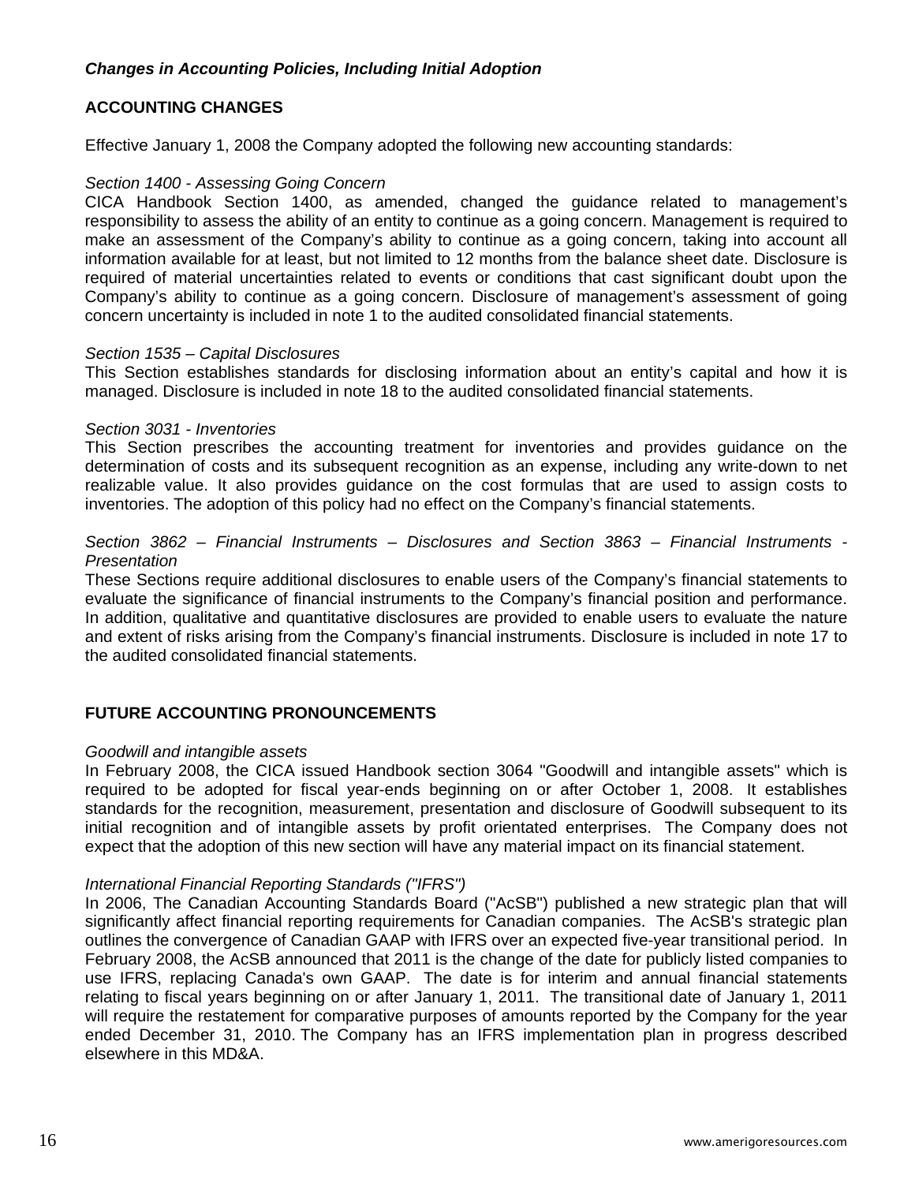***Changes in Accounting Policies, Including Initial Adoption***

**ACCOUNTING CHANGES**

Effective January 1, 2008 the Company adopted the following new accounting standards:

*Section 1400 - Assessing Going Concern*
CICA Handbook Section 1400, as amended, changed the guidance related to management's responsibility to assess the ability of an entity to continue as a going concern. Management is required to make an assessment of the Company's ability to continue as a going concern, taking into account all information available for at least, but not limited to 12 months from the balance sheet date. Disclosure is required of material uncertainties related to events or conditions that cast significant doubt upon the Company's ability to continue as a going concern. Disclosure of management's assessment of going concern uncertainty is included in note 1 to the audited consolidated financial statements.

*Section 1535 – Capital Disclosures*
This Section establishes standards for disclosing information about an entity's capital and how it is managed. Disclosure is included in note 18 to the audited consolidated financial statements.

*Section 3031 - Inventories*
This Section prescribes the accounting treatment for inventories and provides guidance on the determination of costs and its subsequent recognition as an expense, including any write-down to net realizable value. It also provides guidance on the cost formulas that are used to assign costs to inventories. The adoption of this policy had no effect on the Company's financial statements.

*Section 3862 – Financial Instruments – Disclosures and Section 3863 – Financial Instruments - Presentation*
These Sections require additional disclosures to enable users of the Company's financial statements to evaluate the significance of financial instruments to the Company's financial position and performance. In addition, qualitative and quantitative disclosures are provided to enable users to evaluate the nature and extent of risks arising from the Company's financial instruments. Disclosure is included in note 17 to the audited consolidated financial statements.

**FUTURE ACCOUNTING PRONOUNCEMENTS**

*Goodwill and intangible assets*
In February 2008, the CICA issued Handbook section 3064 "Goodwill and intangible assets" which is required to be adopted for fiscal year-ends beginning on or after October 1, 2008. It establishes standards for the recognition, measurement, presentation and disclosure of Goodwill subsequent to its initial recognition and of intangible assets by profit orientated enterprises. The Company does not expect that the adoption of this new section will have any material impact on its financial statement.

*International Financial Reporting Standards ("IFRS")*
In 2006, The Canadian Accounting Standards Board ("AcSB") published a new strategic plan that will significantly affect financial reporting requirements for Canadian companies. The AcSB's strategic plan outlines the convergence of Canadian GAAP with IFRS over an expected five-year transitional period. In February 2008, the AcSB announced that 2011 is the change of the date for publicly listed companies to use IFRS, replacing Canada's own GAAP. The date is for interim and annual financial statements relating to fiscal years beginning on or after January 1, 2011. The transitional date of January 1, 2011 will require the restatement for comparative purposes of amounts reported by the Company for the year ended December 31, 2010. The Company has an IFRS implementation plan in progress described elsewhere in this MD&A.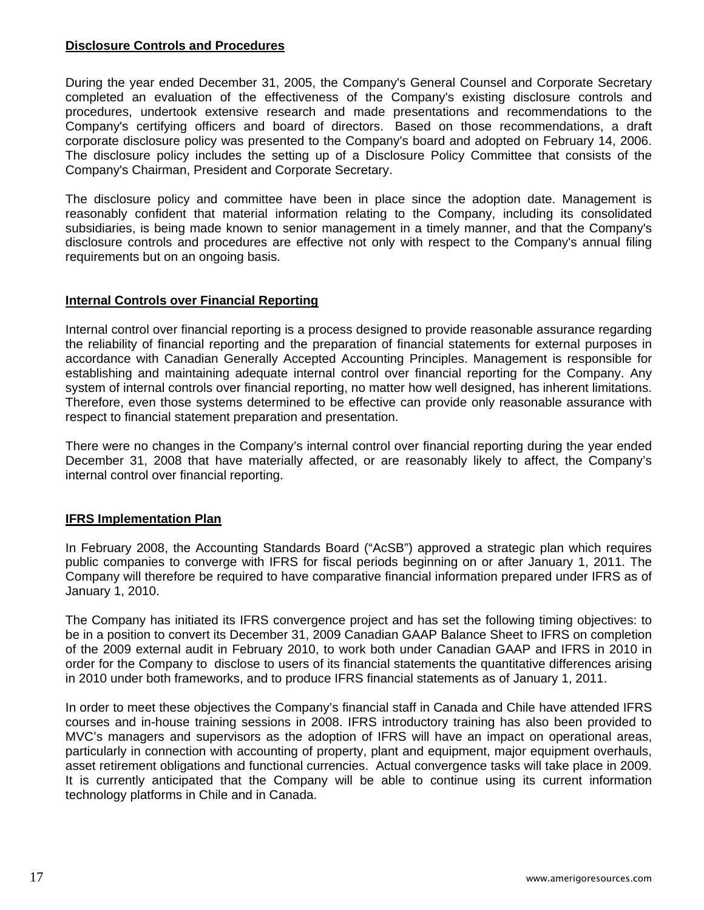## Disclosure Controls and Procedures

During the year ended December 31, 2005, the Company's General Counsel and Corporate Secretary completed an evaluation of the effectiveness of the Company's existing disclosure controls and procedures, undertook extensive research and made presentations and recommendations to the Company's certifying officers and board of directors. Based on those recommendations, a draft corporate disclosure policy was presented to the Company's board and adopted on February 14, 2006. The disclosure policy includes the setting up of a Disclosure Policy Committee that consists of the Company's Chairman, President and Corporate Secretary.

The disclosure policy and committee have been in place since the adoption date. Management is reasonably confident that material information relating to the Company, including its consolidated subsidiaries, is being made known to senior management in a timely manner, and that the Company's disclosure controls and procedures are effective not only with respect to the Company's annual filing requirements but on an ongoing basis.

## Internal Controls over Financial Reporting

Internal control over financial reporting is a process designed to provide reasonable assurance regarding the reliability of financial reporting and the preparation of financial statements for external purposes in accordance with Canadian Generally Accepted Accounting Principles. Management is responsible for establishing and maintaining adequate internal control over financial reporting for the Company. Any system of internal controls over financial reporting, no matter how well designed, has inherent limitations. Therefore, even those systems determined to be effective can provide only reasonable assurance with respect to financial statement preparation and presentation.

There were no changes in the Company's internal control over financial reporting during the year ended December 31, 2008 that have materially affected, or are reasonably likely to affect, the Company's internal control over financial reporting.

## IFRS Implementation Plan

In February 2008, the Accounting Standards Board ("AcSB") approved a strategic plan which requires public companies to converge with IFRS for fiscal periods beginning on or after January 1, 2011. The Company will therefore be required to have comparative financial information prepared under IFRS as of January 1, 2010.

The Company has initiated its IFRS convergence project and has set the following timing objectives: to be in a position to convert its December 31, 2009 Canadian GAAP Balance Sheet to IFRS on completion of the 2009 external audit in February 2010, to work both under Canadian GAAP and IFRS in 2010 in order for the Company to disclose to users of its financial statements the quantitative differences arising in 2010 under both frameworks, and to produce IFRS financial statements as of January 1, 2011.

In order to meet these objectives the Company's financial staff in Canada and Chile have attended IFRS courses and in-house training sessions in 2008. IFRS introductory training has also been provided to MVC's managers and supervisors as the adoption of IFRS will have an impact on operational areas, particularly in connection with accounting of property, plant and equipment, major equipment overhauls, asset retirement obligations and functional currencies. Actual convergence tasks will take place in 2009. It is currently anticipated that the Company will be able to continue using its current information technology platforms in Chile and in Canada.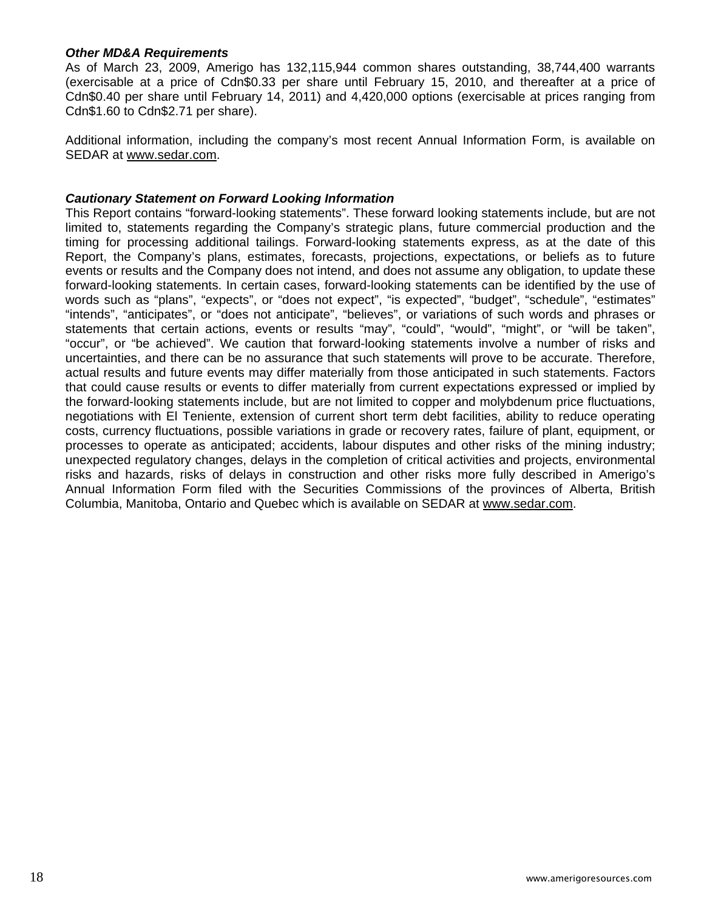***Other MD&A Requirements***

As of March 23, 2009, Amerigo has 132,115,944 common shares outstanding, 38,744,400 warrants (exercisable at a price of Cdn$0.33 per share until February 15, 2010, and thereafter at a price of Cdn$0.40 per share until February 14, 2011) and 4,420,000 options (exercisable at prices ranging from Cdn$1.60 to Cdn$2.71 per share).

Additional information, including the company's most recent Annual Information Form, is available on SEDAR at www.sedar.com.

***Cautionary Statement on Forward Looking Information***

This Report contains "forward-looking statements". These forward looking statements include, but are not limited to, statements regarding the Company's strategic plans, future commercial production and the timing for processing additional tailings. Forward-looking statements express, as at the date of this Report, the Company's plans, estimates, forecasts, projections, expectations, or beliefs as to future events or results and the Company does not intend, and does not assume any obligation, to update these forward-looking statements. In certain cases, forward-looking statements can be identified by the use of words such as "plans", "expects", or "does not expect", "is expected", "budget", "schedule", "estimates" "intends", "anticipates", or "does not anticipate", "believes", or variations of such words and phrases or statements that certain actions, events or results "may", "could", "would", "might", or "will be taken", "occur", or "be achieved". We caution that forward-looking statements involve a number of risks and uncertainties, and there can be no assurance that such statements will prove to be accurate. Therefore, actual results and future events may differ materially from those anticipated in such statements. Factors that could cause results or events to differ materially from current expectations expressed or implied by the forward-looking statements include, but are not limited to copper and molybdenum price fluctuations, negotiations with El Teniente, extension of current short term debt facilities, ability to reduce operating costs, currency fluctuations, possible variations in grade or recovery rates, failure of plant, equipment, or processes to operate as anticipated; accidents, labour disputes and other risks of the mining industry; unexpected regulatory changes, delays in the completion of critical activities and projects, environmental risks and hazards, risks of delays in construction and other risks more fully described in Amerigo's Annual Information Form filed with the Securities Commissions of the provinces of Alberta, British Columbia, Manitoba, Ontario and Quebec which is available on SEDAR at www.sedar.com.